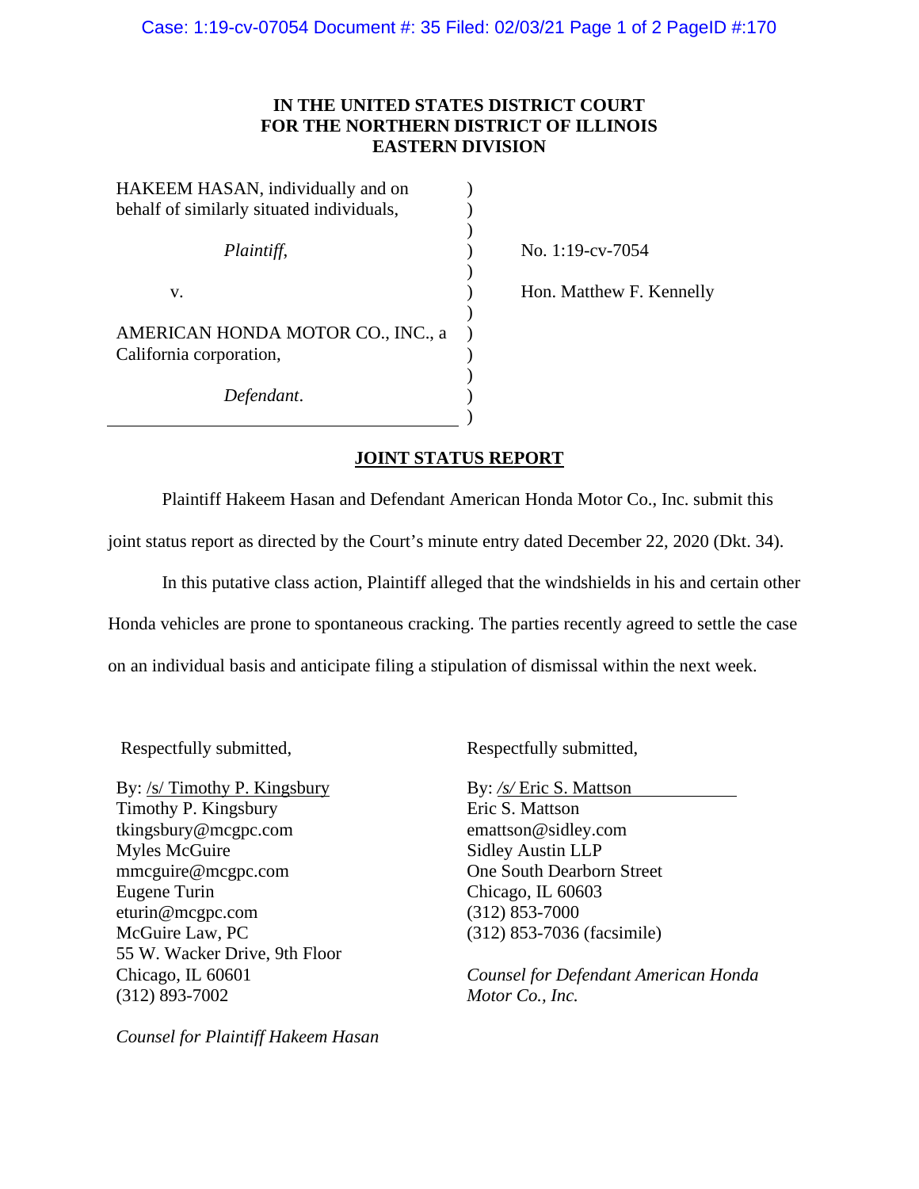**IN THE UNITED STATES DISTRICT COURT**
**FOR THE NORTHERN DISTRICT OF ILLINOIS**
**EASTERN DIVISION**

| | | |
|---|---|---|
| HAKEEM HASAN, individually and on behalf of similarly situated individuals, | ) | |
| *Plaintiff*, | ) | No. 1:19-cv-7054 |
| v. | ) | Hon. Matthew F. Kennelly |
| AMERICAN HONDA MOTOR CO., INC., a California corporation, | ) | |
| *Defendant*. | ) | |

## JOINT STATUS REPORT

Plaintiff Hakeem Hasan and Defendant American Honda Motor Co., Inc. submit this joint status report as directed by the Court's minute entry dated December 22, 2020 (Dkt. 34).

In this putative class action, Plaintiff alleged that the windshields in his and certain other Honda vehicles are prone to spontaneous cracking. The parties recently agreed to settle the case on an individual basis and anticipate filing a stipulation of dismissal within the next week.

Respectfully submitted,

By: /s/ Timothy P. Kingsbury
Timothy P. Kingsbury
tkingsbury@mcgpc.com
Myles McGuire
mmcguire@mcgpc.com
Eugene Turin
eturin@mcgpc.com
McGuire Law, PC
55 W. Wacker Drive, 9th Floor
Chicago, IL 60601
(312) 893-7002

*Counsel for Plaintiff Hakeem Hasan*

Respectfully submitted,

By: */s/* Eric S. Mattson
Eric S. Mattson
emattson@sidley.com
Sidley Austin LLP
One South Dearborn Street
Chicago, IL 60603
(312) 853-7000
(312) 853-7036 (facsimile)

*Counsel for Defendant American Honda Motor Co., Inc.*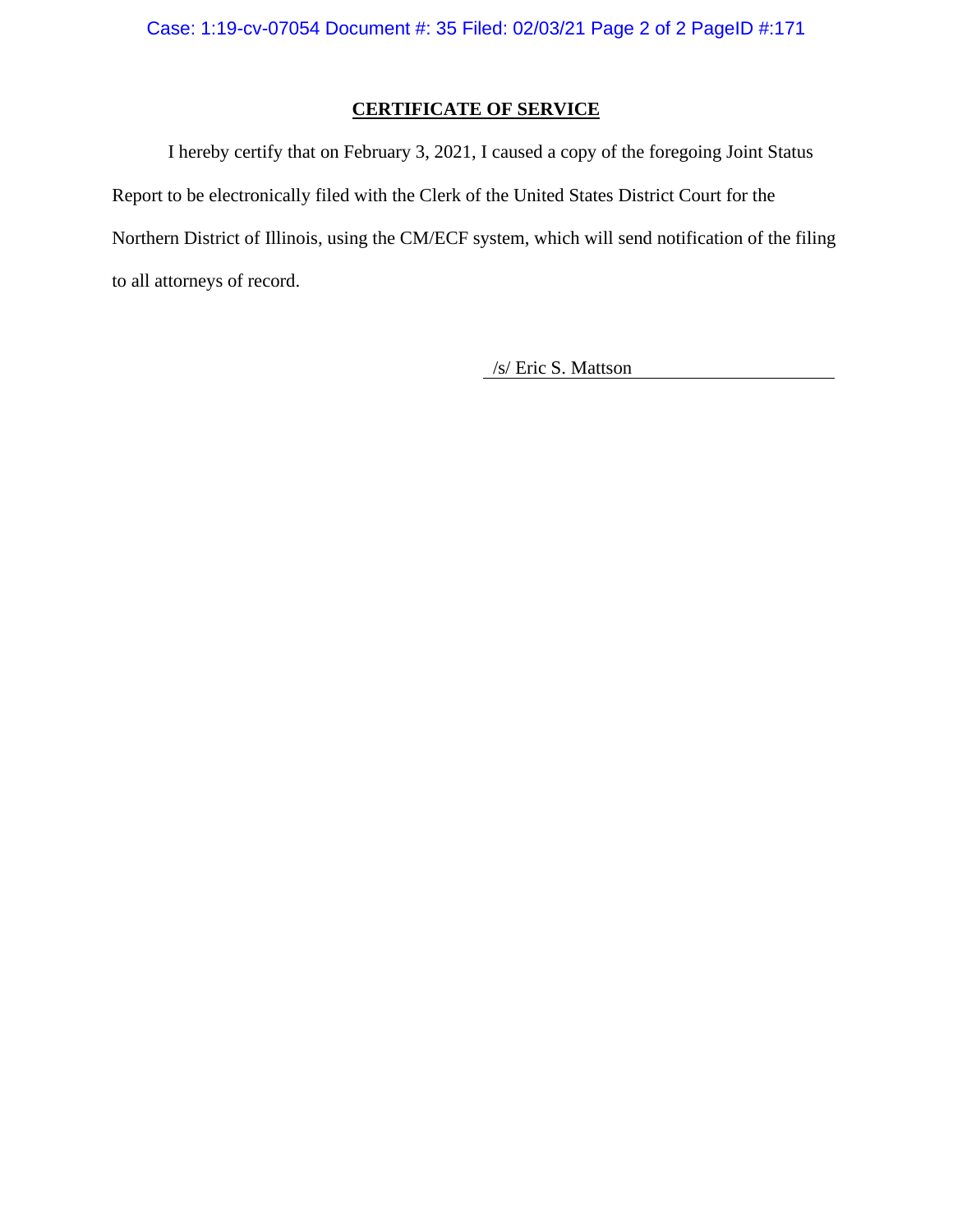## CERTIFICATE OF SERVICE

I hereby certify that on February 3, 2021, I caused a copy of the foregoing Joint Status Report to be electronically filed with the Clerk of the United States District Court for the Northern District of Illinois, using the CM/ECF system, which will send notification of the filing to all attorneys of record.

/s/ Eric S. Mattson